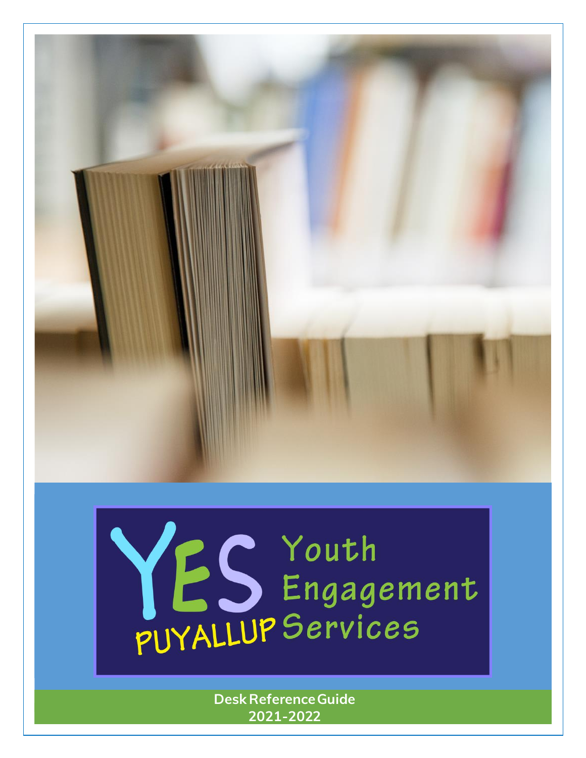# YES PUYALLUP Youth Engagement Services

**Desk Reference Guide**
**2021-2022**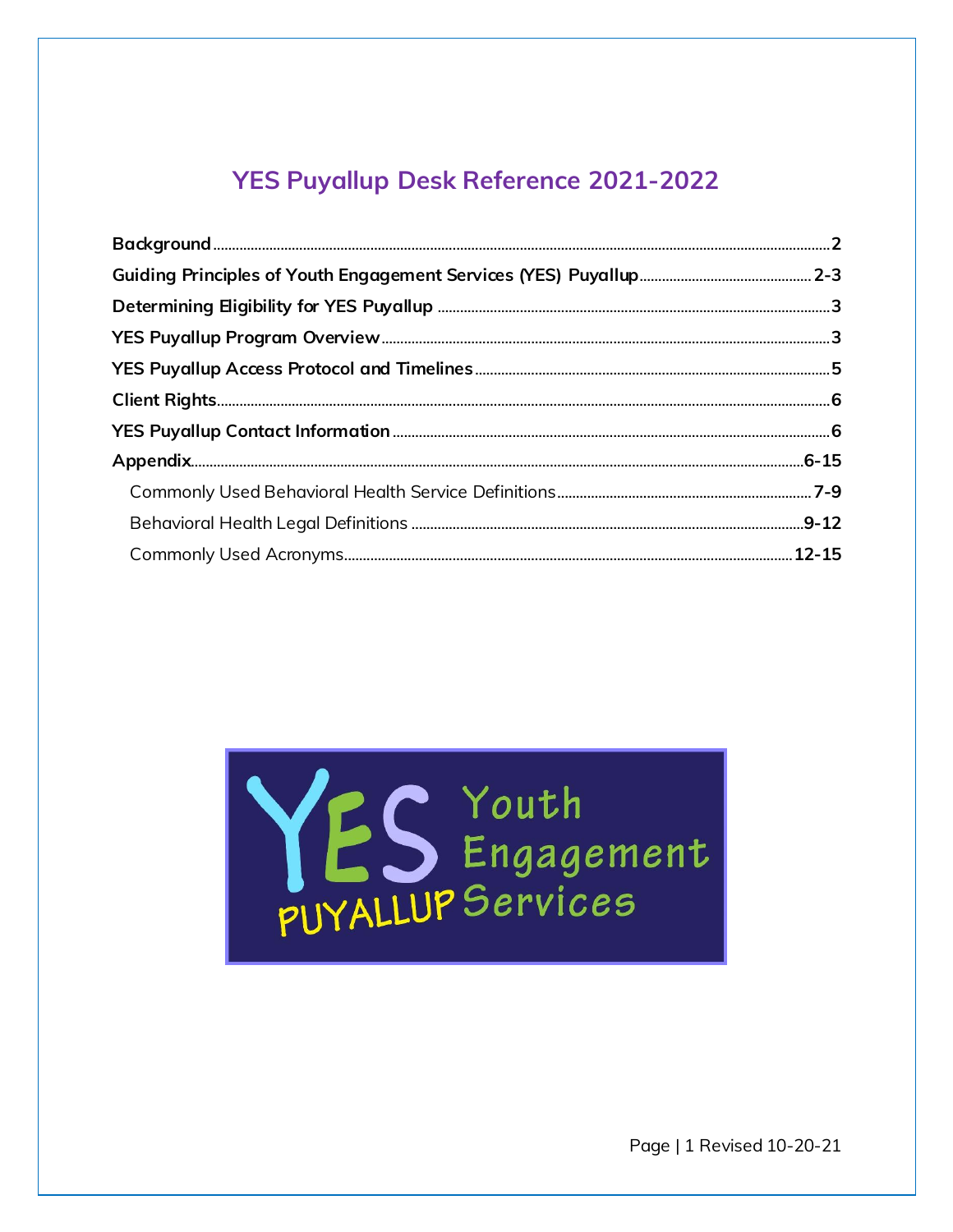# YES Puyallup Desk Reference 2021-2022

| | |
|---|---|
| **Background** | **2** |
| **Guiding Principles of Youth Engagement Services (YES) Puyallup** | **2-3** |
| **Determining Eligibility for YES Puyallup** | **3** |
| **YES Puyallup Program Overview** | **3** |
| **YES Puyallup Access Protocol and Timelines** | **5** |
| **Client Rights** | **6** |
| **YES Puyallup Contact Information** | **6** |
| **Appendix** | **6-15** |
| Commonly Used Behavioral Health Service Definitions | **7-9** |
| Behavioral Health Legal Definitions | **9-12** |
| Commonly Used Acronyms | **12-15** |

YES Youth Engagement Services PUYALLUP

Revised 10-20-21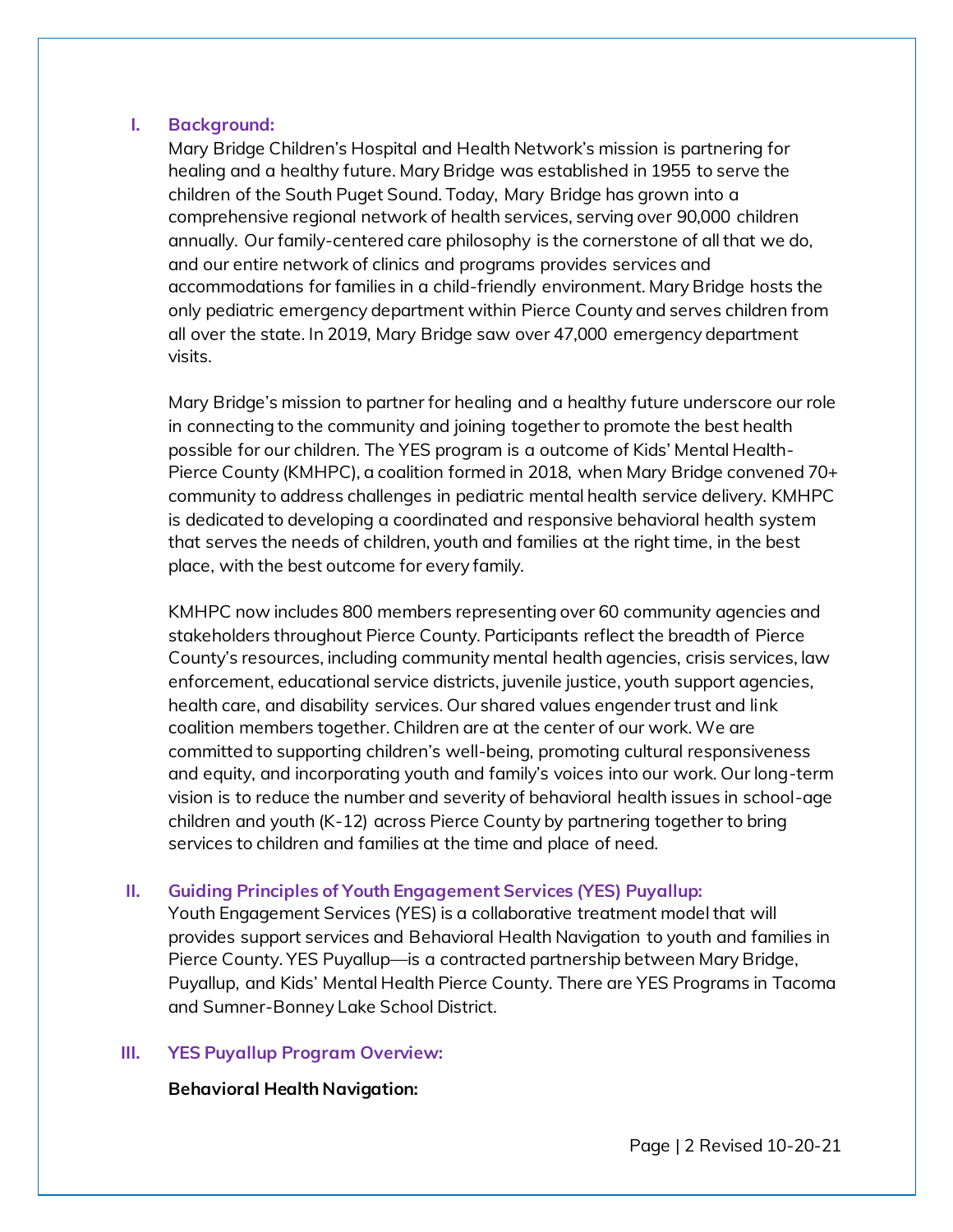## I. Background:

Mary Bridge Children's Hospital and Health Network's mission is partnering for healing and a healthy future. Mary Bridge was established in 1955 to serve the children of the South Puget Sound. Today, Mary Bridge has grown into a comprehensive regional network of health services, serving over 90,000 children annually. Our family-centered care philosophy is the cornerstone of all that we do, and our entire network of clinics and programs provides services and accommodations for families in a child-friendly environment. Mary Bridge hosts the only pediatric emergency department within Pierce County and serves children from all over the state. In 2019, Mary Bridge saw over 47,000 emergency department visits.

Mary Bridge's mission to partner for healing and a healthy future underscore our role in connecting to the community and joining together to promote the best health possible for our children. The YES program is a outcome of Kids' Mental Health-Pierce County (KMHPC), a coalition formed in 2018, when Mary Bridge convened 70+ community to address challenges in pediatric mental health service delivery. KMHPC is dedicated to developing a coordinated and responsive behavioral health system that serves the needs of children, youth and families at the right time, in the best place, with the best outcome for every family.

KMHPC now includes 800 members representing over 60 community agencies and stakeholders throughout Pierce County. Participants reflect the breadth of Pierce County's resources, including community mental health agencies, crisis services, law enforcement, educational service districts, juvenile justice, youth support agencies, health care, and disability services. Our shared values engender trust and link coalition members together. Children are at the center of our work. We are committed to supporting children's well-being, promoting cultural responsiveness and equity, and incorporating youth and family's voices into our work. Our long-term vision is to reduce the number and severity of behavioral health issues in school-age children and youth (K-12) across Pierce County by partnering together to bring services to children and families at the time and place of need.

## II. Guiding Principles of Youth Engagement Services (YES) Puyallup:

Youth Engagement Services (YES) is a collaborative treatment model that will provides support services and Behavioral Health Navigation to youth and families in Pierce County. YES Puyallup—is a contracted partnership between Mary Bridge, Puyallup, and Kids' Mental Health Pierce County. There are YES Programs in Tacoma and Sumner-Bonney Lake School District.

## III. YES Puyallup Program Overview:

**Behavioral Health Navigation:**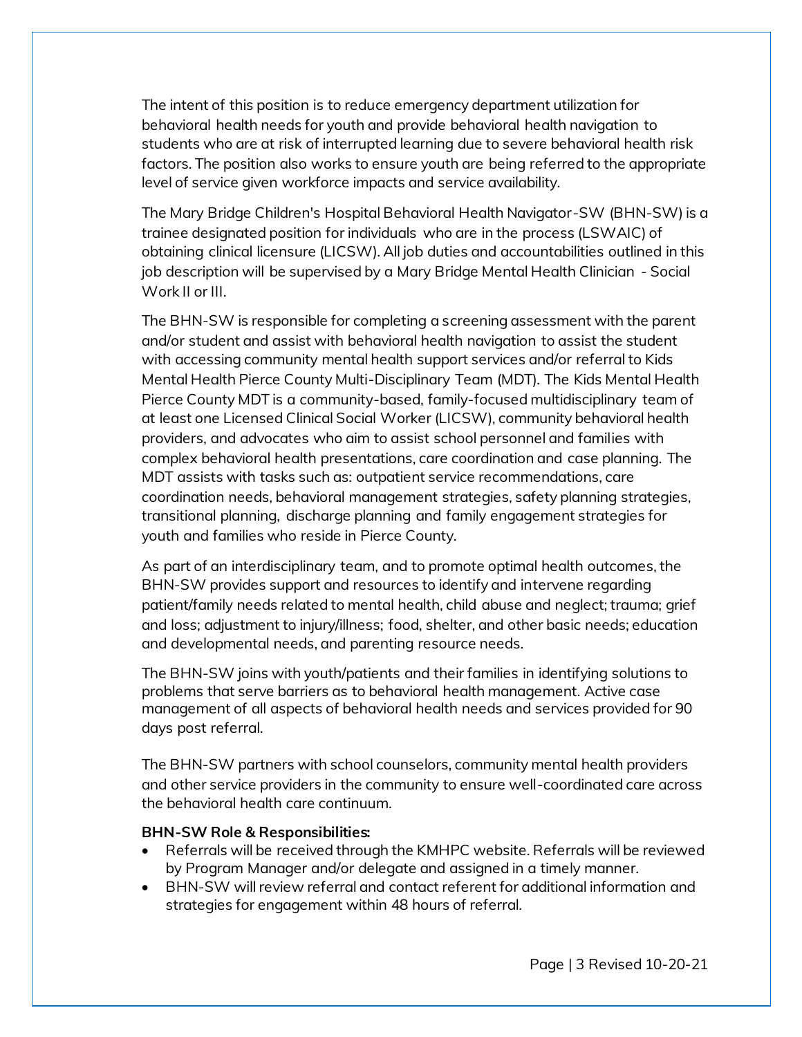The intent of this position is to reduce emergency department utilization for behavioral health needs for youth and provide behavioral health navigation to students who are at risk of interrupted learning due to severe behavioral health risk factors. The position also works to ensure youth are being referred to the appropriate level of service given workforce impacts and service availability.

The Mary Bridge Children's Hospital Behavioral Health Navigator-SW (BHN-SW) is a trainee designated position for individuals who are in the process (LSWAIC) of obtaining clinical licensure (LICSW). All job duties and accountabilities outlined in this job description will be supervised by a Mary Bridge Mental Health Clinician - Social Work II or III.

The BHN-SW is responsible for completing a screening assessment with the parent and/or student and assist with behavioral health navigation to assist the student with accessing community mental health support services and/or referral to Kids Mental Health Pierce County Multi-Disciplinary Team (MDT). The Kids Mental Health Pierce County MDT is a community-based, family-focused multidisciplinary team of at least one Licensed Clinical Social Worker (LICSW), community behavioral health providers, and advocates who aim to assist school personnel and families with complex behavioral health presentations, care coordination and case planning. The MDT assists with tasks such as: outpatient service recommendations, care coordination needs, behavioral management strategies, safety planning strategies, transitional planning, discharge planning and family engagement strategies for youth and families who reside in Pierce County.

As part of an interdisciplinary team, and to promote optimal health outcomes, the BHN-SW provides support and resources to identify and intervene regarding patient/family needs related to mental health, child abuse and neglect; trauma; grief and loss; adjustment to injury/illness; food, shelter, and other basic needs; education and developmental needs, and parenting resource needs.

The BHN-SW joins with youth/patients and their families in identifying solutions to problems that serve barriers as to behavioral health management. Active case management of all aspects of behavioral health needs and services provided for 90 days post referral.

The BHN-SW partners with school counselors, community mental health providers and other service providers in the community to ensure well-coordinated care across the behavioral health care continuum.

**BHN-SW Role & Responsibilities:**

- Referrals will be received through the KMHPC website. Referrals will be reviewed by Program Manager and/or delegate and assigned in a timely manner.
- BHN-SW will review referral and contact referent for additional information and strategies for engagement within 48 hours of referral.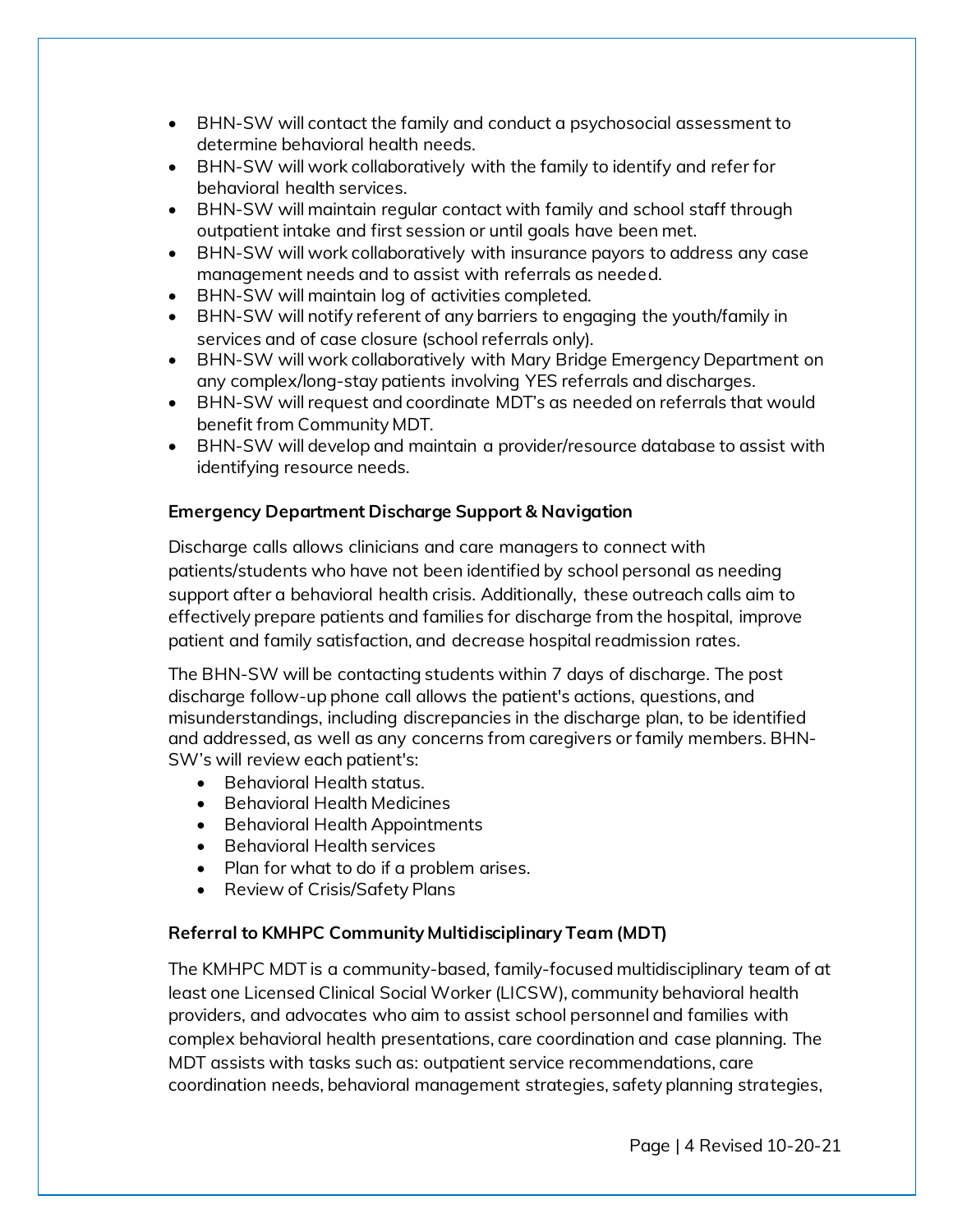- BHN-SW will contact the family and conduct a psychosocial assessment to determine behavioral health needs.
- BHN-SW will work collaboratively with the family to identify and refer for behavioral health services.
- BHN-SW will maintain regular contact with family and school staff through outpatient intake and first session or until goals have been met.
- BHN-SW will work collaboratively with insurance payors to address any case management needs and to assist with referrals as needed.
- BHN-SW will maintain log of activities completed.
- BHN-SW will notify referent of any barriers to engaging the youth/family in services and of case closure (school referrals only).
- BHN-SW will work collaboratively with Mary Bridge Emergency Department on any complex/long-stay patients involving YES referrals and discharges.
- BHN-SW will request and coordinate MDT's as needed on referrals that would benefit from Community MDT.
- BHN-SW will develop and maintain a provider/resource database to assist with identifying resource needs.

**Emergency Department Discharge Support & Navigation**

Discharge calls allows clinicians and care managers to connect with patients/students who have not been identified by school personal as needing support after a behavioral health crisis. Additionally, these outreach calls aim to effectively prepare patients and families for discharge from the hospital, improve patient and family satisfaction, and decrease hospital readmission rates.

The BHN-SW will be contacting students within 7 days of discharge. The post discharge follow-up phone call allows the patient's actions, questions, and misunderstandings, including discrepancies in the discharge plan, to be identified and addressed, as well as any concerns from caregivers or family members. BHN-SW's will review each patient's:

- Behavioral Health status.
- Behavioral Health Medicines
- Behavioral Health Appointments
- Behavioral Health services
- Plan for what to do if a problem arises.
- Review of Crisis/Safety Plans

**Referral to KMHPC Community Multidisciplinary Team (MDT)**

The KMHPC MDT is a community-based, family-focused multidisciplinary team of at least one Licensed Clinical Social Worker (LICSW), community behavioral health providers, and advocates who aim to assist school personnel and families with complex behavioral health presentations, care coordination and case planning. The MDT assists with tasks such as: outpatient service recommendations, care coordination needs, behavioral management strategies, safety planning strategies,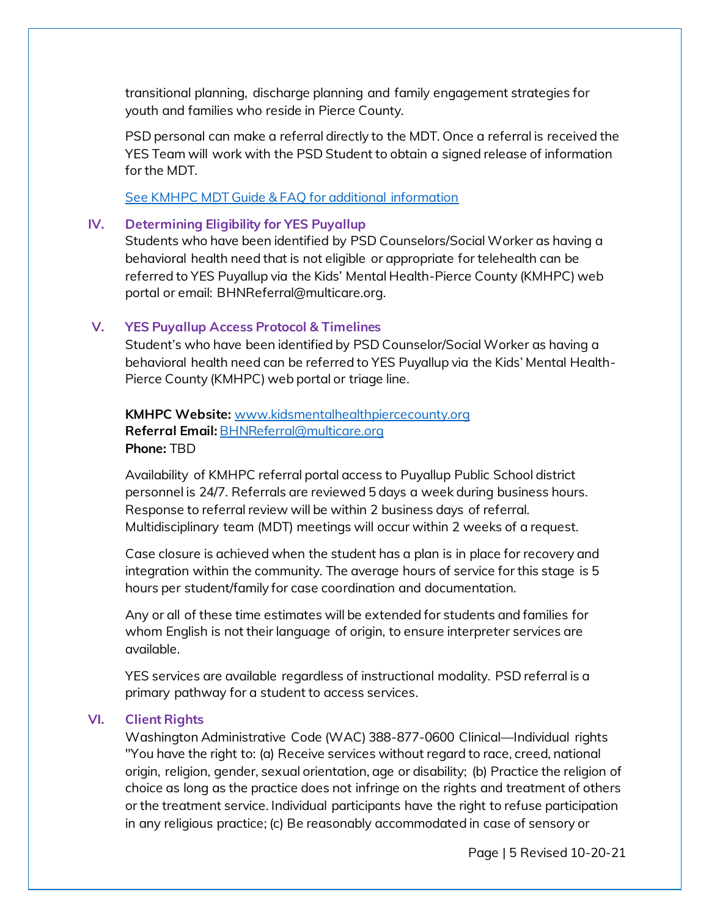transitional planning, discharge planning and family engagement strategies for youth and families who reside in Pierce County.

PSD personal can make a referral directly to the MDT. Once a referral is received the YES Team will work with the PSD Student to obtain a signed release of information for the MDT.

[See KMHPC MDT Guide & FAQ for additional information]

## IV. Determining Eligibility for YES Puyallup

Students who have been identified by PSD Counselors/Social Worker as having a behavioral health need that is not eligible or appropriate for telehealth can be referred to YES Puyallup via the Kids' Mental Health-Pierce County (KMHPC) web portal or email: BHNReferral@multicare.org.

## V. YES Puyallup Access Protocol & Timelines

Student's who have been identified by PSD Counselor/Social Worker as having a behavioral health need can be referred to YES Puyallup via the Kids' Mental Health-Pierce County (KMHPC) web portal or triage line.

**KMHPC Website:** www.kidsmentalhealthpiercecounty.org
**Referral Email:** BHNReferral@multicare.org
**Phone:** TBD

Availability of KMHPC referral portal access to Puyallup Public School district personnel is 24/7. Referrals are reviewed 5 days a week during business hours. Response to referral review will be within 2 business days of referral. Multidisciplinary team (MDT) meetings will occur within 2 weeks of a request.

Case closure is achieved when the student has a plan is in place for recovery and integration within the community. The average hours of service for this stage is 5 hours per student/family for case coordination and documentation.

Any or all of these time estimates will be extended for students and families for whom English is not their language of origin, to ensure interpreter services are available.

YES services are available regardless of instructional modality. PSD referral is a primary pathway for a student to access services.

## VI. Client Rights

Washington Administrative Code (WAC) 388-877-0600 Clinical—Individual rights "You have the right to: (a) Receive services without regard to race, creed, national origin, religion, gender, sexual orientation, age or disability; (b) Practice the religion of choice as long as the practice does not infringe on the rights and treatment of others or the treatment service. Individual participants have the right to refuse participation in any religious practice; (c) Be reasonably accommodated in case of sensory or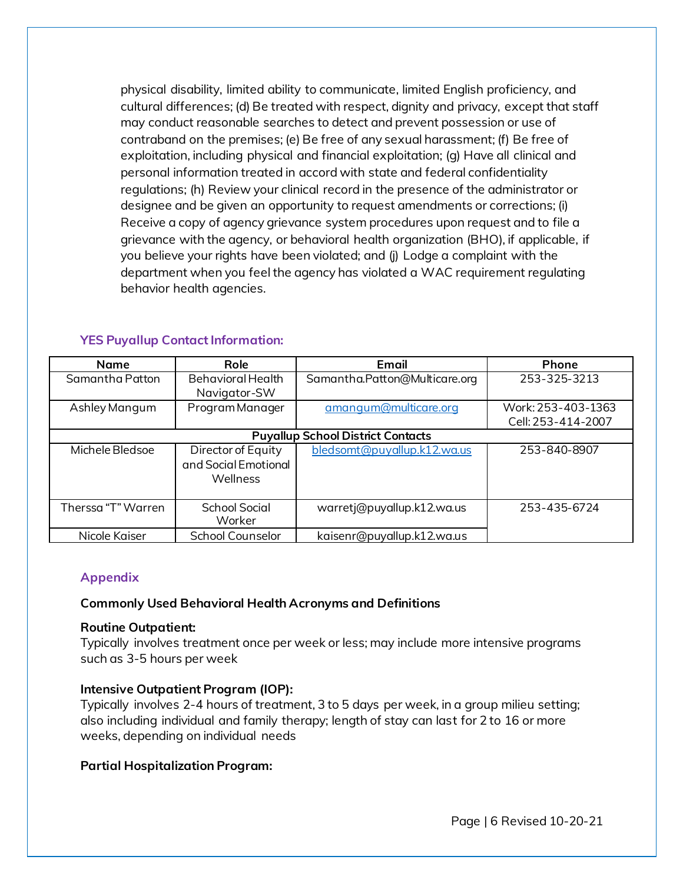physical disability, limited ability to communicate, limited English proficiency, and cultural differences; (d) Be treated with respect, dignity and privacy, except that staff may conduct reasonable searches to detect and prevent possession or use of contraband on the premises; (e) Be free of any sexual harassment; (f) Be free of exploitation, including physical and financial exploitation; (g) Have all clinical and personal information treated in accord with state and federal confidentiality regulations; (h) Review your clinical record in the presence of the administrator or designee and be given an opportunity to request amendments or corrections; (i) Receive a copy of agency grievance system procedures upon request and to file a grievance with the agency, or behavioral health organization (BHO), if applicable, if you believe your rights have been violated; and (j) Lodge a complaint with the department when you feel the agency has violated a WAC requirement regulating behavior health agencies.

### YES Puyallup Contact Information:

| Name | Role | Email | Phone |
|---|---|---|---|
| Samantha Patton | Behavioral Health Navigator-SW | Samantha.Patton@Multicare.org | 253-325-3213 |
| Ashley Mangum | Program Manager | amangum@multicare.org | Work: 253-403-1363<br>Cell: 253-414-2007 |
| **Puyallup School District Contacts** | | | |
| Michele Bledsoe | Director of Equity and Social Emotional Wellness | bledsomt@puyallup.k12.wa.us | 253-840-8907 |
| Therssa "T" Warren | School Social Worker | warretj@puyallup.k12.wa.us | 253-435-6724 |
| Nicole Kaiser | School Counselor | kaisenr@puyallup.k12.wa.us | |

## Appendix

**Commonly Used Behavioral Health Acronyms and Definitions**

**Routine Outpatient:**
Typically involves treatment once per week or less; may include more intensive programs such as 3-5 hours per week

**Intensive Outpatient Program (IOP):**
Typically involves 2-4 hours of treatment, 3 to 5 days per week, in a group milieu setting; also including individual and family therapy; length of stay can last for 2 to 16 or more weeks, depending on individual needs

**Partial Hospitalization Program:**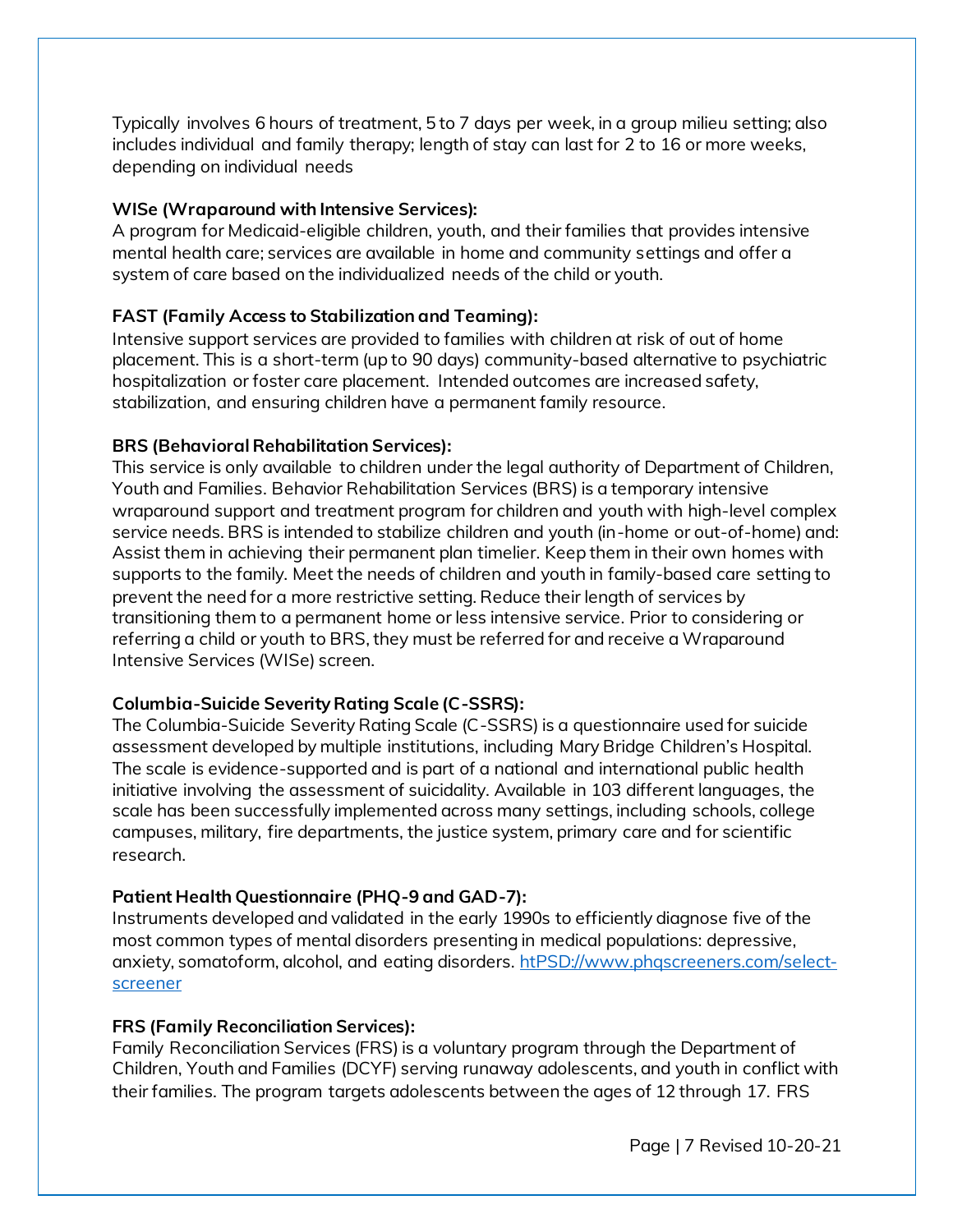Typically involves 6 hours of treatment, 5 to 7 days per week, in a group milieu setting; also includes individual and family therapy; length of stay can last for 2 to 16 or more weeks, depending on individual needs

**WISe (Wraparound with Intensive Services):**
A program for Medicaid-eligible children, youth, and their families that provides intensive mental health care; services are available in home and community settings and offer a system of care based on the individualized needs of the child or youth.

**FAST (Family Access to Stabilization and Teaming):**
Intensive support services are provided to families with children at risk of out of home placement. This is a short-term (up to 90 days) community-based alternative to psychiatric hospitalization or foster care placement. Intended outcomes are increased safety, stabilization, and ensuring children have a permanent family resource.

**BRS (Behavioral Rehabilitation Services):**
This service is only available to children under the legal authority of Department of Children, Youth and Families. Behavior Rehabilitation Services (BRS) is a temporary intensive wraparound support and treatment program for children and youth with high-level complex service needs. BRS is intended to stabilize children and youth (in-home or out-of-home) and: Assist them in achieving their permanent plan timelier. Keep them in their own homes with supports to the family. Meet the needs of children and youth in family-based care setting to prevent the need for a more restrictive setting. Reduce their length of services by transitioning them to a permanent home or less intensive service. Prior to considering or referring a child or youth to BRS, they must be referred for and receive a Wraparound Intensive Services (WISe) screen.

**Columbia-Suicide Severity Rating Scale (C-SSRS):**
The Columbia-Suicide Severity Rating Scale (C-SSRS) is a questionnaire used for suicide assessment developed by multiple institutions, including Mary Bridge Children's Hospital. The scale is evidence-supported and is part of a national and international public health initiative involving the assessment of suicidality. Available in 103 different languages, the scale has been successfully implemented across many settings, including schools, college campuses, military, fire departments, the justice system, primary care and for scientific research.

**Patient Health Questionnaire (PHQ-9 and GAD-7):**
Instruments developed and validated in the early 1990s to efficiently diagnose five of the most common types of mental disorders presenting in medical populations: depressive, anxiety, somatoform, alcohol, and eating disorders. [htPSD://www.phqscreeners.com/select-screener](htPSD://www.phqscreeners.com/select-screener)

**FRS (Family Reconciliation Services):**
Family Reconciliation Services (FRS) is a voluntary program through the Department of Children, Youth and Families (DCYF) serving runaway adolescents, and youth in conflict with their families. The program targets adolescents between the ages of 12 through 17. FRS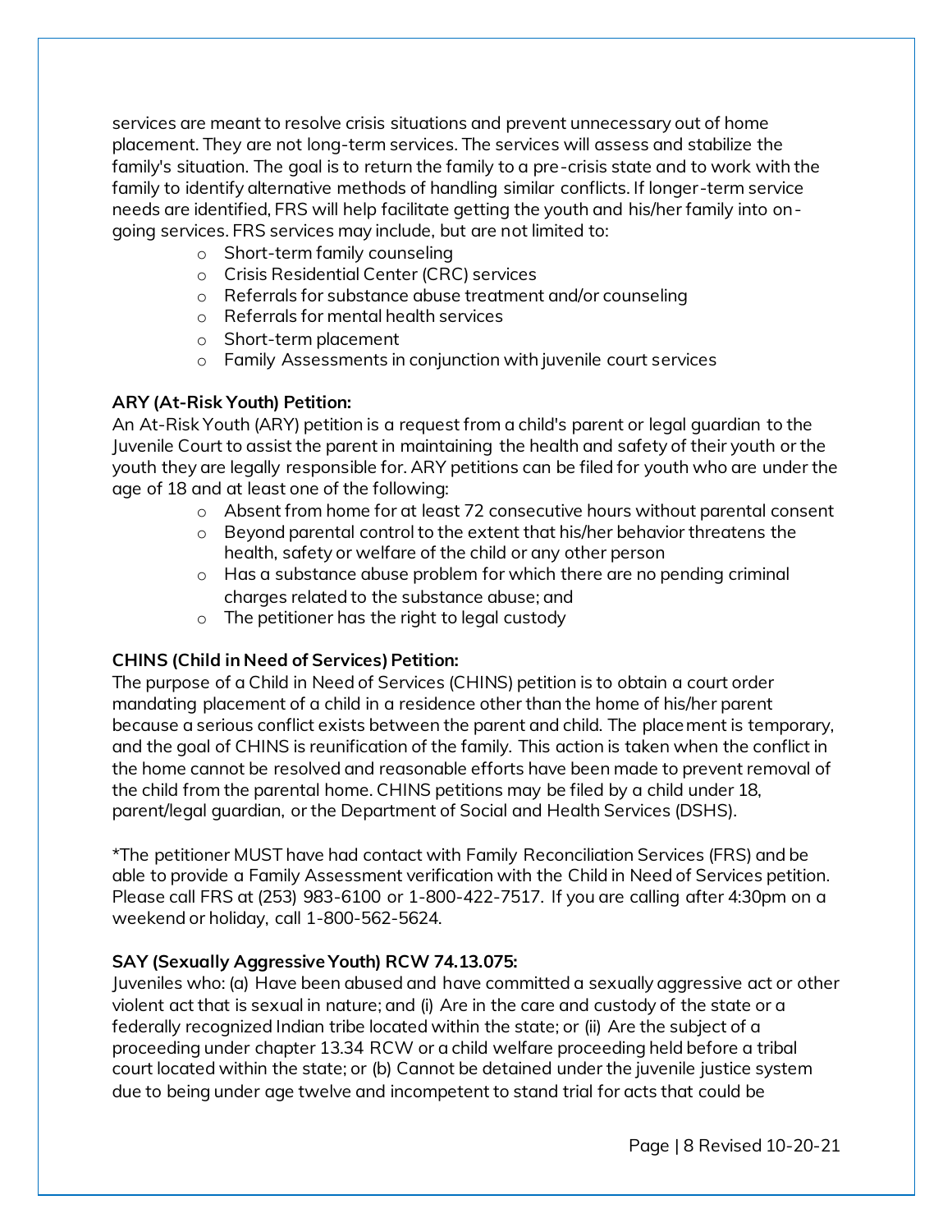services are meant to resolve crisis situations and prevent unnecessary out of home placement. They are not long-term services. The services will assess and stabilize the family's situation. The goal is to return the family to a pre-crisis state and to work with the family to identify alternative methods of handling similar conflicts. If longer-term service needs are identified, FRS will help facilitate getting the youth and his/her family into on-going services. FRS services may include, but are not limited to:

- Short-term family counseling
- Crisis Residential Center (CRC) services
- Referrals for substance abuse treatment and/or counseling
- Referrals for mental health services
- Short-term placement
- Family Assessments in conjunction with juvenile court services

**ARY (At-Risk Youth) Petition:**
An At-Risk Youth (ARY) petition is a request from a child's parent or legal guardian to the Juvenile Court to assist the parent in maintaining the health and safety of their youth or the youth they are legally responsible for. ARY petitions can be filed for youth who are under the age of 18 and at least one of the following:

- Absent from home for at least 72 consecutive hours without parental consent
- Beyond parental control to the extent that his/her behavior threatens the health, safety or welfare of the child or any other person
- Has a substance abuse problem for which there are no pending criminal charges related to the substance abuse; and
- The petitioner has the right to legal custody

**CHINS (Child in Need of Services) Petition:**
The purpose of a Child in Need of Services (CHINS) petition is to obtain a court order mandating placement of a child in a residence other than the home of his/her parent because a serious conflict exists between the parent and child. The placement is temporary, and the goal of CHINS is reunification of the family. This action is taken when the conflict in the home cannot be resolved and reasonable efforts have been made to prevent removal of the child from the parental home. CHINS petitions may be filed by a child under 18, parent/legal guardian, or the Department of Social and Health Services (DSHS).

*The petitioner MUST have had contact with Family Reconciliation Services (FRS) and be able to provide a Family Assessment verification with the Child in Need of Services petition. Please call FRS at (253) 983-6100 or 1-800-422-7517. If you are calling after 4:30pm on a weekend or holiday, call 1-800-562-5624.

**SAY (Sexually Aggressive Youth) RCW 74.13.075:**
Juveniles who: (a) Have been abused and have committed a sexually aggressive act or other violent act that is sexual in nature; and (i) Are in the care and custody of the state or a federally recognized Indian tribe located within the state; or (ii) Are the subject of a proceeding under chapter 13.34 RCW or a child welfare proceeding held before a tribal court located within the state; or (b) Cannot be detained under the juvenile justice system due to being under age twelve and incompetent to stand trial for acts that could be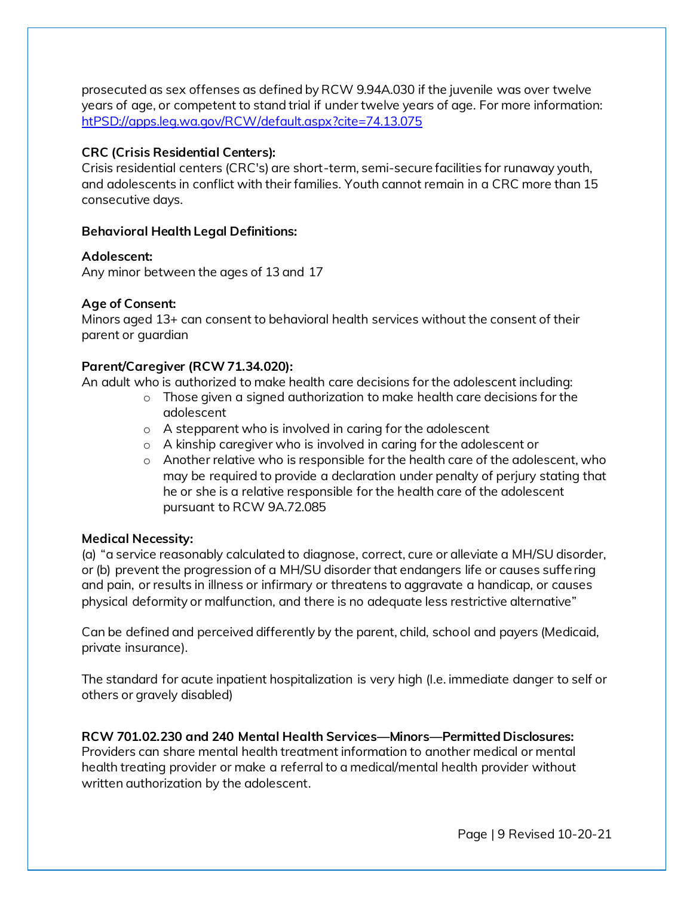prosecuted as sex offenses as defined by RCW 9.94A.030 if the juvenile was over twelve years of age, or competent to stand trial if under twelve years of age. For more information: [htPSD://apps.leg.wa.gov/RCW/default.aspx?cite=74.13.075](htPSD://apps.leg.wa.gov/RCW/default.aspx?cite=74.13.075)

**CRC (Crisis Residential Centers):**
Crisis residential centers (CRC's) are short-term, semi-secure facilities for runaway youth, and adolescents in conflict with their families. Youth cannot remain in a CRC more than 15 consecutive days.

**Behavioral Health Legal Definitions:**

**Adolescent:**
Any minor between the ages of 13 and 17

**Age of Consent:**
Minors aged 13+ can consent to behavioral health services without the consent of their parent or guardian

**Parent/Caregiver (RCW 71.34.020):**
An adult who is authorized to make health care decisions for the adolescent including:

- Those given a signed authorization to make health care decisions for the adolescent
- A stepparent who is involved in caring for the adolescent
- A kinship caregiver who is involved in caring for the adolescent or
- Another relative who is responsible for the health care of the adolescent, who may be required to provide a declaration under penalty of perjury stating that he or she is a relative responsible for the health care of the adolescent pursuant to RCW 9A.72.085

**Medical Necessity:**
(a) "a service reasonably calculated to diagnose, correct, cure or alleviate a MH/SU disorder, or (b) prevent the progression of a MH/SU disorder that endangers life or causes suffering and pain, or results in illness or infirmary or threatens to aggravate a handicap, or causes physical deformity or malfunction, and there is no adequate less restrictive alternative"

Can be defined and perceived differently by the parent, child, school and payers (Medicaid, private insurance).

The standard for acute inpatient hospitalization is very high (I.e. immediate danger to self or others or gravely disabled)

**RCW 701.02.230 and 240 Mental Health Services—Minors—Permitted Disclosures:**
Providers can share mental health treatment information to another medical or mental health treating provider or make a referral to a medical/mental health provider without written authorization by the adolescent.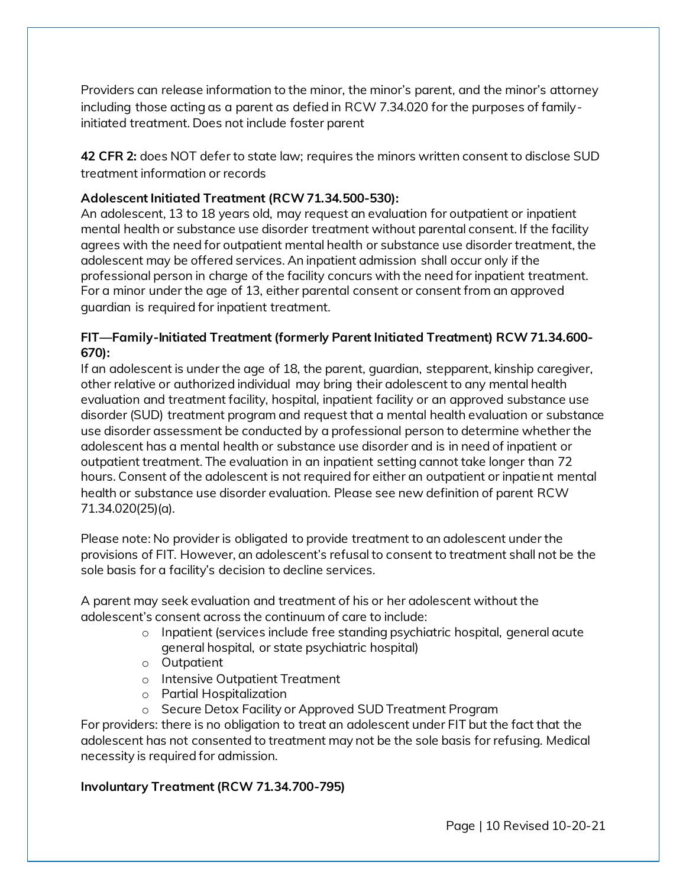Providers can release information to the minor, the minor's parent, and the minor's attorney including those acting as a parent as defied in RCW 7.34.020 for the purposes of family-initiated treatment. Does not include foster parent

**42 CFR 2:** does NOT defer to state law; requires the minors written consent to disclose SUD treatment information or records

**Adolescent Initiated Treatment (RCW 71.34.500-530):**
An adolescent, 13 to 18 years old, may request an evaluation for outpatient or inpatient mental health or substance use disorder treatment without parental consent. If the facility agrees with the need for outpatient mental health or substance use disorder treatment, the adolescent may be offered services. An inpatient admission shall occur only if the professional person in charge of the facility concurs with the need for inpatient treatment. For a minor under the age of 13, either parental consent or consent from an approved guardian is required for inpatient treatment.

**FIT—Family-Initiated Treatment (formerly Parent Initiated Treatment) RCW 71.34.600-670):**
If an adolescent is under the age of 18, the parent, guardian, stepparent, kinship caregiver, other relative or authorized individual may bring their adolescent to any mental health evaluation and treatment facility, hospital, inpatient facility or an approved substance use disorder (SUD) treatment program and request that a mental health evaluation or substance use disorder assessment be conducted by a professional person to determine whether the adolescent has a mental health or substance use disorder and is in need of inpatient or outpatient treatment. The evaluation in an inpatient setting cannot take longer than 72 hours. Consent of the adolescent is not required for either an outpatient or inpatient mental health or substance use disorder evaluation. Please see new definition of parent RCW 71.34.020(25)(a).

Please note: No provider is obligated to provide treatment to an adolescent under the provisions of FIT. However, an adolescent's refusal to consent to treatment shall not be the sole basis for a facility's decision to decline services.

A parent may seek evaluation and treatment of his or her adolescent without the adolescent's consent across the continuum of care to include:

- Inpatient (services include free standing psychiatric hospital, general acute general hospital, or state psychiatric hospital)
- Outpatient
- Intensive Outpatient Treatment
- Partial Hospitalization
- Secure Detox Facility or Approved SUD Treatment Program

For providers: there is no obligation to treat an adolescent under FIT but the fact that the adolescent has not consented to treatment may not be the sole basis for refusing. Medical necessity is required for admission.

**Involuntary Treatment (RCW 71.34.700-795)**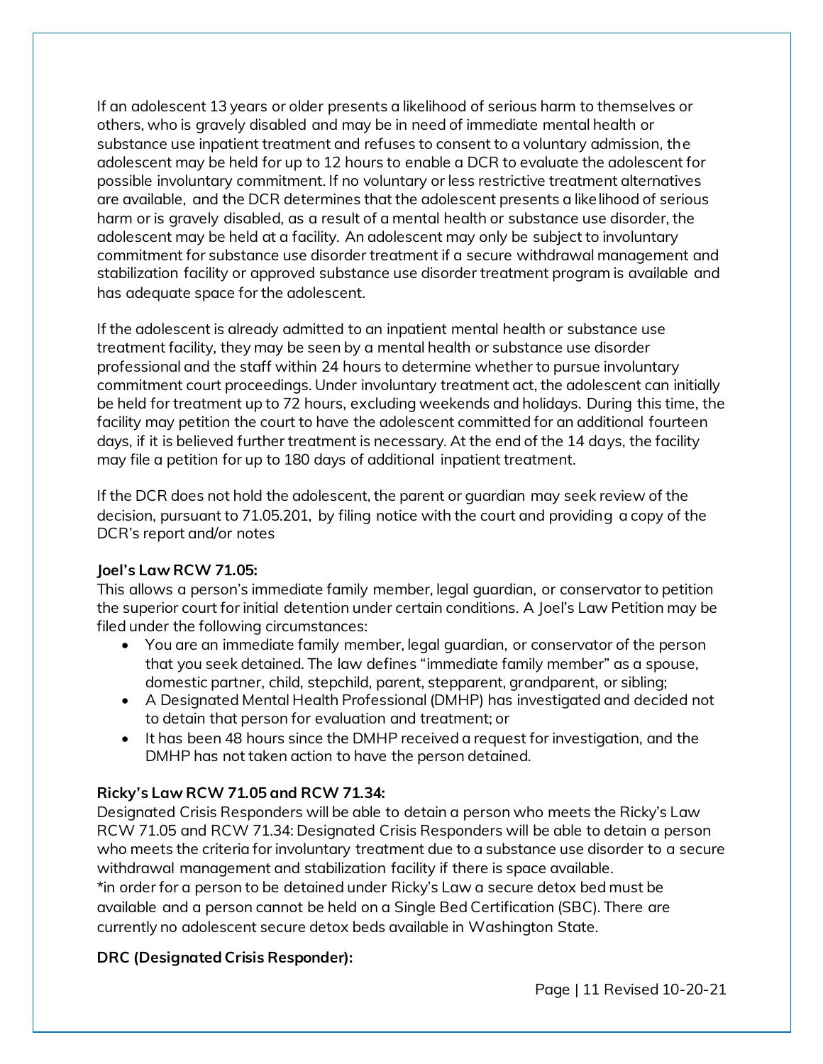If an adolescent 13 years or older presents a likelihood of serious harm to themselves or others, who is gravely disabled and may be in need of immediate mental health or substance use inpatient treatment and refuses to consent to a voluntary admission, the adolescent may be held for up to 12 hours to enable a DCR to evaluate the adolescent for possible involuntary commitment. If no voluntary or less restrictive treatment alternatives are available, and the DCR determines that the adolescent presents a likelihood of serious harm or is gravely disabled, as a result of a mental health or substance use disorder, the adolescent may be held at a facility. An adolescent may only be subject to involuntary commitment for substance use disorder treatment if a secure withdrawal management and stabilization facility or approved substance use disorder treatment program is available and has adequate space for the adolescent.

If the adolescent is already admitted to an inpatient mental health or substance use treatment facility, they may be seen by a mental health or substance use disorder professional and the staff within 24 hours to determine whether to pursue involuntary commitment court proceedings. Under involuntary treatment act, the adolescent can initially be held for treatment up to 72 hours, excluding weekends and holidays. During this time, the facility may petition the court to have the adolescent committed for an additional fourteen days, if it is believed further treatment is necessary. At the end of the 14 days, the facility may file a petition for up to 180 days of additional inpatient treatment.

If the DCR does not hold the adolescent, the parent or guardian may seek review of the decision, pursuant to 71.05.201, by filing notice with the court and providing a copy of the DCR's report and/or notes

**Joel's Law RCW 71.05:**
This allows a person's immediate family member, legal guardian, or conservator to petition the superior court for initial detention under certain conditions. A Joel's Law Petition may be filed under the following circumstances:

- You are an immediate family member, legal guardian, or conservator of the person that you seek detained. The law defines "immediate family member" as a spouse, domestic partner, child, stepchild, parent, stepparent, grandparent, or sibling;
- A Designated Mental Health Professional (DMHP) has investigated and decided not to detain that person for evaluation and treatment; or
- It has been 48 hours since the DMHP received a request for investigation, and the DMHP has not taken action to have the person detained.

**Ricky's Law RCW 71.05 and RCW 71.34:**
Designated Crisis Responders will be able to detain a person who meets the Ricky's Law RCW 71.05 and RCW 71.34: Designated Crisis Responders will be able to detain a person who meets the criteria for involuntary treatment due to a substance use disorder to a secure withdrawal management and stabilization facility if there is space available.
*in order for a person to be detained under Ricky's Law a secure detox bed must be available and a person cannot be held on a Single Bed Certification (SBC). There are currently no adolescent secure detox beds available in Washington State.

**DRC (Designated Crisis Responder):**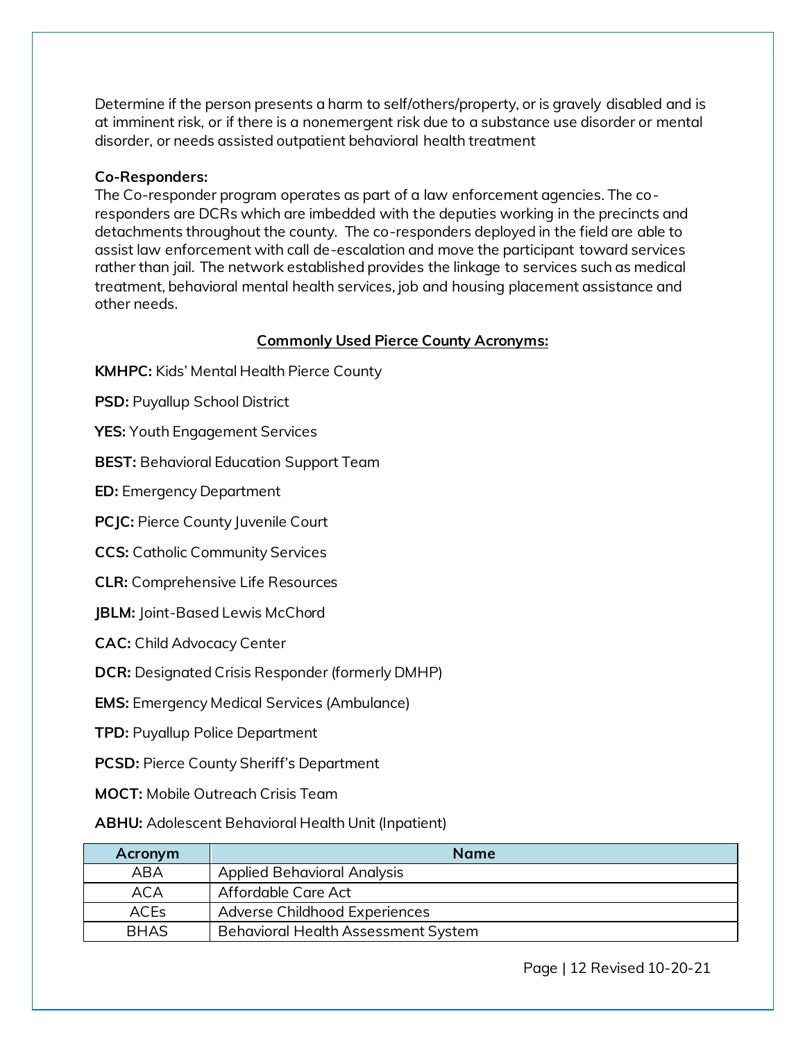Determine if the person presents a harm to self/others/property, or is gravely disabled and is at imminent risk, or if there is a nonemergent risk due to a substance use disorder or mental disorder, or needs assisted outpatient behavioral health treatment

**Co-Responders:**
The Co-responder program operates as part of a law enforcement agencies. The co-responders are DCRs which are imbedded with the deputies working in the precincts and detachments throughout the county. The co-responders deployed in the field are able to assist law enforcement with call de-escalation and move the participant toward services rather than jail. The network established provides the linkage to services such as medical treatment, behavioral mental health services, job and housing placement assistance and other needs.

## Commonly Used Pierce County Acronyms:

**KMHPC:** Kids' Mental Health Pierce County

**PSD:** Puyallup School District

**YES:** Youth Engagement Services

**BEST:** Behavioral Education Support Team

**ED:** Emergency Department

**PCJC:** Pierce County Juvenile Court

**CCS:** Catholic Community Services

**CLR:** Comprehensive Life Resources

**JBLM:** Joint-Based Lewis McChord

**CAC:** Child Advocacy Center

**DCR:** Designated Crisis Responder (formerly DMHP)

**EMS:** Emergency Medical Services (Ambulance)

**TPD:** Puyallup Police Department

**PCSD:** Pierce County Sheriff's Department

**MOCT:** Mobile Outreach Crisis Team

**ABHU:** Adolescent Behavioral Health Unit (Inpatient)

| Acronym | Name |
| --- | --- |
| ABA | Applied Behavioral Analysis |
| ACA | Affordable Care Act |
| ACEs | Adverse Childhood Experiences |
| BHAS | Behavioral Health Assessment System |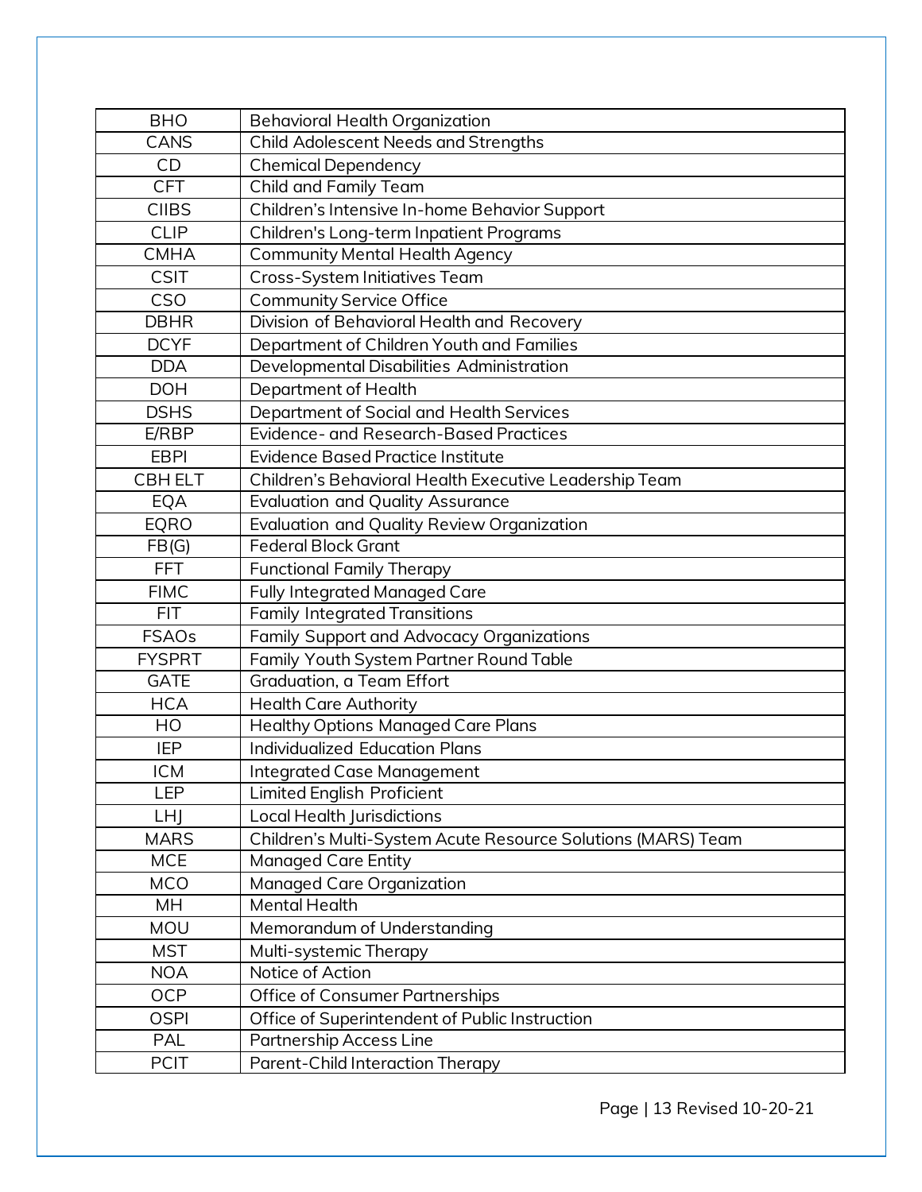| | |
|---|---|
| BHO | Behavioral Health Organization |
| CANS | Child Adolescent Needs and Strengths |
| CD | Chemical Dependency |
| CFT | Child and Family Team |
| CIIBS | Children's Intensive In-home Behavior Support |
| CLIP | Children's Long-term Inpatient Programs |
| CMHA | Community Mental Health Agency |
| CSIT | Cross-System Initiatives Team |
| CSO | Community Service Office |
| DBHR | Division of Behavioral Health and Recovery |
| DCYF | Department of Children Youth and Families |
| DDA | Developmental Disabilities Administration |
| DOH | Department of Health |
| DSHS | Department of Social and Health Services |
| E/RBP | Evidence- and Research-Based Practices |
| EBPI | Evidence Based Practice Institute |
| CBH ELT | Children's Behavioral Health Executive Leadership Team |
| EQA | Evaluation and Quality Assurance |
| EQRO | Evaluation and Quality Review Organization |
| FB(G) | Federal Block Grant |
| FFT | Functional Family Therapy |
| FIMC | Fully Integrated Managed Care |
| FIT | Family Integrated Transitions |
| FSAOs | Family Support and Advocacy Organizations |
| FYSPRT | Family Youth System Partner Round Table |
| GATE | Graduation, a Team Effort |
| HCA | Health Care Authority |
| HO | Healthy Options Managed Care Plans |
| IEP | Individualized Education Plans |
| ICM | Integrated Case Management |
| LEP | Limited English Proficient |
| LHJ | Local Health Jurisdictions |
| MARS | Children's Multi-System Acute Resource Solutions (MARS) Team |
| MCE | Managed Care Entity |
| MCO | Managed Care Organization |
| MH | Mental Health |
| MOU | Memorandum of Understanding |
| MST | Multi-systemic Therapy |
| NOA | Notice of Action |
| OCP | Office of Consumer Partnerships |
| OSPI | Office of Superintendent of Public Instruction |
| PAL | Partnership Access Line |
| PCIT | Parent-Child Interaction Therapy |

Revised 10-20-21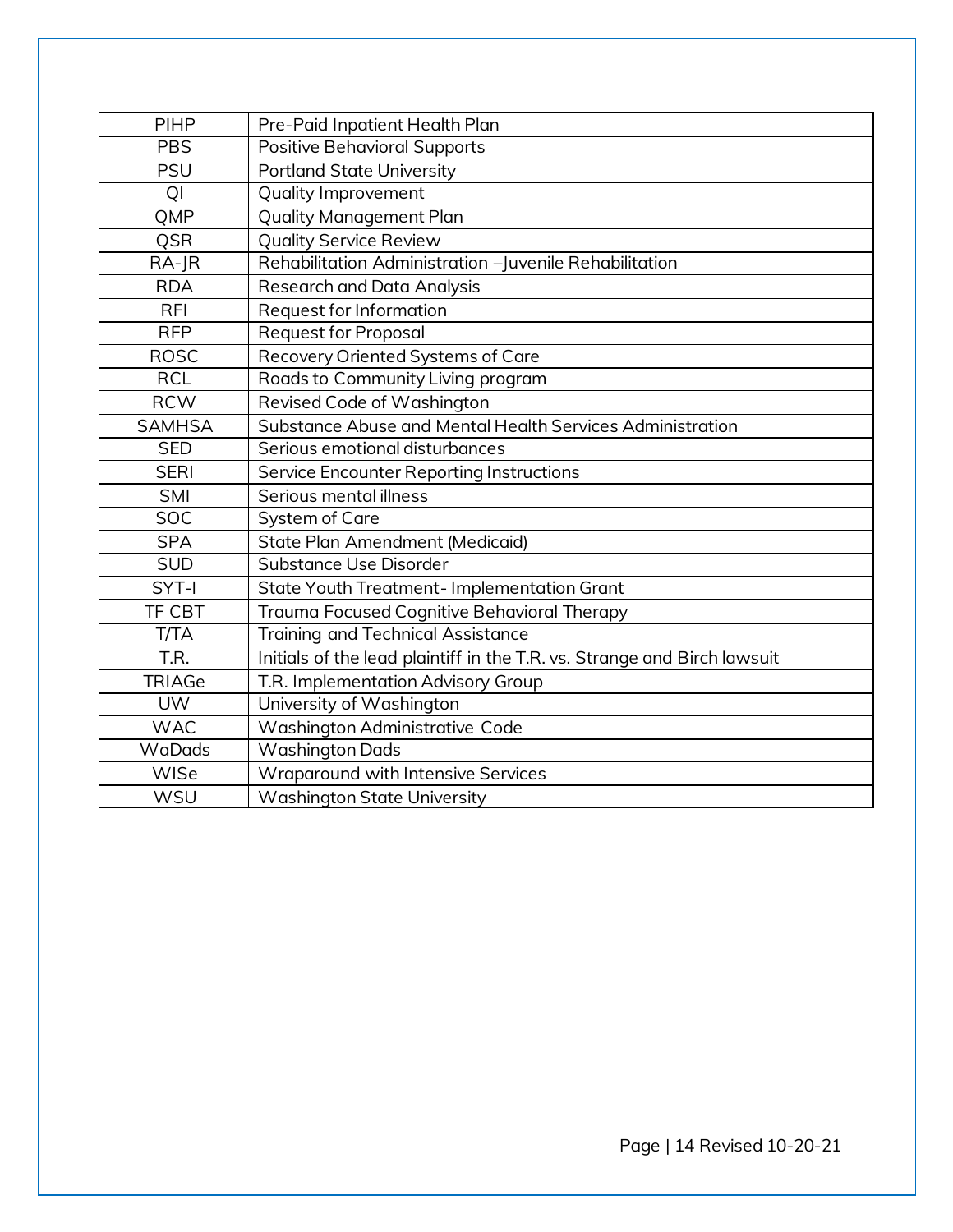| PIHP | Pre-Paid Inpatient Health Plan |
|---|---|
| PBS | Positive Behavioral Supports |
| PSU | Portland State University |
| QI | Quality Improvement |
| QMP | Quality Management Plan |
| QSR | Quality Service Review |
| RA-JR | Rehabilitation Administration –Juvenile Rehabilitation |
| RDA | Research and Data Analysis |
| RFI | Request for Information |
| RFP | Request for Proposal |
| ROSC | Recovery Oriented Systems of Care |
| RCL | Roads to Community Living program |
| RCW | Revised Code of Washington |
| SAMHSA | Substance Abuse and Mental Health Services Administration |
| SED | Serious emotional disturbances |
| SERI | Service Encounter Reporting Instructions |
| SMI | Serious mental illness |
| SOC | System of Care |
| SPA | State Plan Amendment (Medicaid) |
| SUD | Substance Use Disorder |
| SYT-I | State Youth Treatment- Implementation Grant |
| TF CBT | Trauma Focused Cognitive Behavioral Therapy |
| T/TA | Training and Technical Assistance |
| T.R. | Initials of the lead plaintiff in the T.R. vs. Strange and Birch lawsuit |
| TRIAGe | T.R. Implementation Advisory Group |
| UW | University of Washington |
| WAC | Washington Administrative Code |
| WaDads | Washington Dads |
| WISe | Wraparound with Intensive Services |
| WSU | Washington State University |